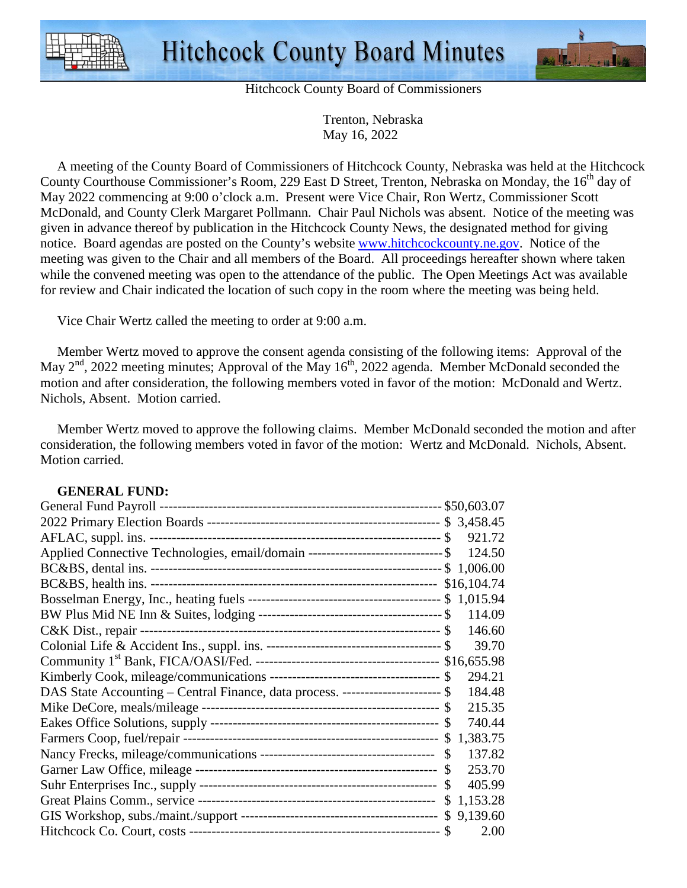# Hitchcock County Board Minutes

Hitchcock County Board of Commissioners

Trenton, Nebraska
May 16, 2022

A meeting of the County Board of Commissioners of Hitchcock County, Nebraska was held at the Hitchcock County Courthouse Commissioner's Room, 229 East D Street, Trenton, Nebraska on Monday, the 16th day of May 2022 commencing at 9:00 o'clock a.m. Present were Vice Chair, Ron Wertz, Commissioner Scott McDonald, and County Clerk Margaret Pollmann. Chair Paul Nichols was absent. Notice of the meeting was given in advance thereof by publication in the Hitchcock County News, the designated method for giving notice. Board agendas are posted on the County's website www.hitchcockcounty.ne.gov. Notice of the meeting was given to the Chair and all members of the Board. All proceedings hereafter shown where taken while the convened meeting was open to the attendance of the public. The Open Meetings Act was available for review and Chair indicated the location of such copy in the room where the meeting was being held.

Vice Chair Wertz called the meeting to order at 9:00 a.m.

Member Wertz moved to approve the consent agenda consisting of the following items: Approval of the May 2nd, 2022 meeting minutes; Approval of the May 16th, 2022 agenda. Member McDonald seconded the motion and after consideration, the following members voted in favor of the motion: McDonald and Wertz. Nichols, Absent. Motion carried.

Member Wertz moved to approve the following claims. Member McDonald seconded the motion and after consideration, the following members voted in favor of the motion: Wertz and McDonald. Nichols, Absent. Motion carried.

**GENERAL FUND:**

| | |
|---|---|
| General Fund Payroll | $50,603.07 |
| 2022 Primary Election Boards | $ 3,458.45 |
| AFLAC, suppl. ins. | $ 921.72 |
| Applied Connective Technologies, email/domain | $ 124.50 |
| BC&BS, dental ins. | $ 1,006.00 |
| BC&BS, health ins. | $16,104.74 |
| Bosselman Energy, Inc., heating fuels | $ 1,015.94 |
| BW Plus Mid NE Inn & Suites, lodging | $ 114.09 |
| C&K Dist., repair | $ 146.60 |
| Colonial Life & Accident Ins., suppl. ins. | $ 39.70 |
| Community 1st Bank, FICA/OASI/Fed. | $16,655.98 |
| Kimberly Cook, mileage/communications | $ 294.21 |
| DAS State Accounting – Central Finance, data process. | $ 184.48 |
| Mike DeCore, meals/mileage | $ 215.35 |
| Eakes Office Solutions, supply | $ 740.44 |
| Farmers Coop, fuel/repair | $ 1,383.75 |
| Nancy Frecks, mileage/communications | $ 137.82 |
| Garner Law Office, mileage | $ 253.70 |
| Suhr Enterprises Inc., supply | $ 405.99 |
| Great Plains Comm., service | $ 1,153.28 |
| GIS Workshop, subs./maint./support | $ 9,139.60 |
| Hitchcock Co. Court, costs | $ 2.00 |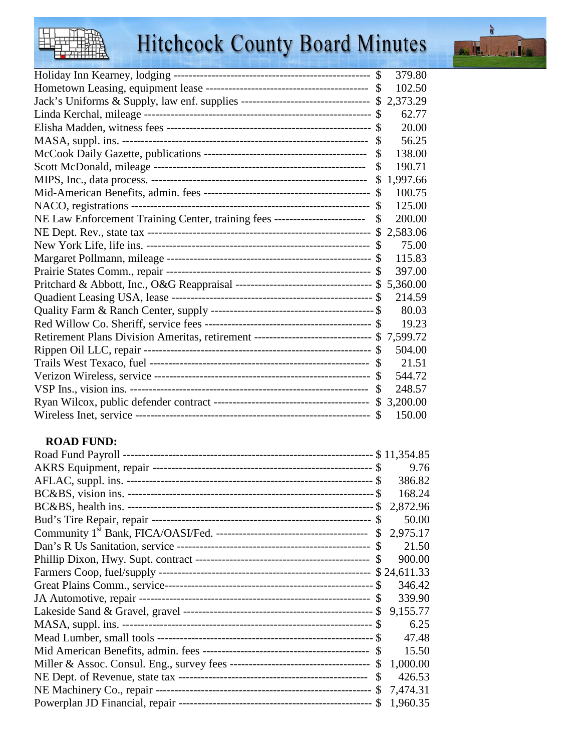Holiday Inn Kearney, lodging ---------------------------------------------------- $ 379.80
Hometown Leasing, equipment lease ------------------------------------------- $ 102.50
Jack's Uniforms & Supply, law enf. supplies ---------------------------------- $ 2,373.29
Linda Kerchal, mileage ------------------------------------------------------------ $ 62.77
Elisha Madden, witness fees ------------------------------------------------------ $ 20.00
MASA, suppl. ins. ------------------------------------------------------------------ $ 56.25
McCook Daily Gazette, publications ------------------------------------------- $ 138.00
Scott McDonald, mileage -------------------------------------------------------- $ 190.71
MIPS, Inc., data process. --------------------------------------------------------- $ 1,997.66
Mid-American Benefits, admin. fees -------------------------------------------- $ 100.75
NACO, registrations --------------------------------------------------------------- $ 125.00
NE Law Enforcement Training Center, training fees ------------------------ $ 200.00
NE Dept. Rev., state tax ---------------------------------------------------------- $ 2,583.06
New York Life, life ins. ----------------------------------------------------------- $ 75.00
Margaret Pollmann, mileage ------------------------------------------------------ $ 115.83
Prairie States Comm., repair ------------------------------------------------------ $ 397.00
Pritchard & Abbott, Inc., O&G Reappraisal ------------------------------------ $ 5,360.00
Quadient Leasing USA, lease ---------------------------------------------------- $ 214.59
Quality Farm & Ranch Center, supply ------------------------------------------ $ 80.03
Red Willow Co. Sheriff, service fees -------------------------------------------- $ 19.23
Retirement Plans Division Ameritas, retirement ------------------------------- $ 7,599.72
Rippen Oil LLC, repair ------------------------------------------------------------ $ 504.00
Trails West Texaco, fuel ---------------------------------------------------------- $ 21.51
Verizon Wireless, service --------------------------------------------------------- $ 544.72
VSP Ins., vision ins. --------------------------------------------------------------- $ 248.57
Ryan Wilcox, public defender contract ----------------------------------------- $ 3,200.00
Wireless Inet, service ------------------------------------------------------------- $ 150.00

**ROAD FUND:**

Road Fund Payroll ----------------------------------------------------------------- $ 11,354.85
AKRS Equipment, repair ---------------------------------------------------------- $ 9.76
AFLAC, suppl. ins. ----------------------------------------------------------------- $ 386.82
BC&BS, vision ins. ----------------------------------------------------------------- $ 168.24
BC&BS, health ins. ----------------------------------------------------------------- $ 2,872.96
Bud's Tire Repair, repair ---------------------------------------------------------- $ 50.00
Community 1st Bank, FICA/OASI/Fed. ---------------------------------------- $ 2,975.17
Dan's R Us Sanitation, service --------------------------------------------------- $ 21.50
Phillip Dixon, Hwy. Supt. contract ---------------------------------------------- $ 900.00
Farmers Coop, fuel/supply -------------------------------------------------------- $ 24,611.33
Great Plains Comm., service------------------------------------------------------- $ 346.42
JA Automotive, repair ------------------------------------------------------------- $ 339.90
Lakeside Sand & Gravel, gravel -------------------------------------------------- $ 9,155.77
MASA, suppl. ins. ------------------------------------------------------------------ $ 6.25
Mead Lumber, small tools -------------------------------------------------------- $ 47.48
Mid American Benefits, admin. fees ------------------------------------------- $ 15.50
Miller & Assoc. Consul. Eng., survey fees ------------------------------------ $ 1,000.00
NE Dept. of Revenue, state tax -------------------------------------------------- $ 426.53
NE Machinery Co., repair -------------------------------------------------------- $ 7,474.31
Powerplan JD Financial, repair -------------------------------------------------- $ 1,960.35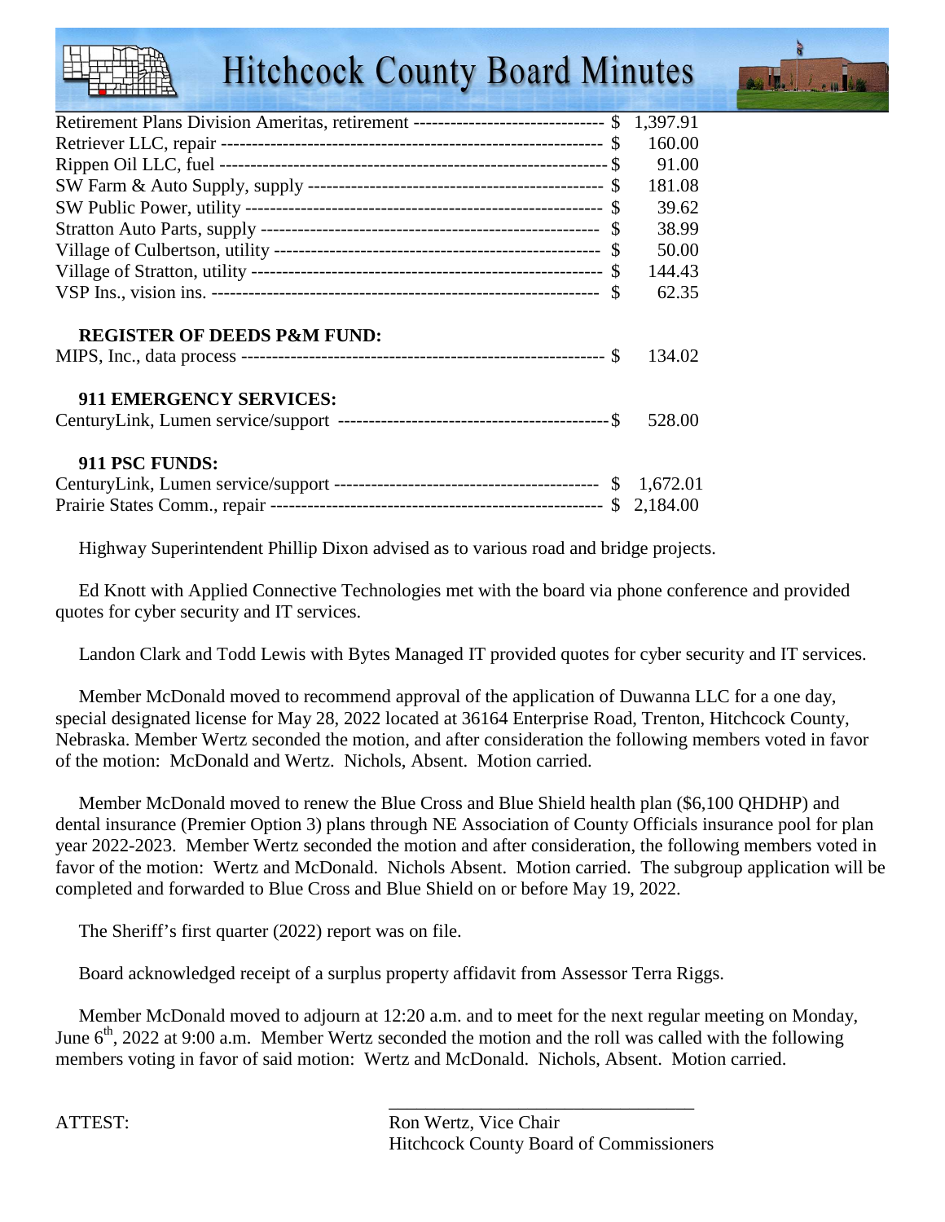| | |
|---|---|
| Retirement Plans Division Ameritas, retirement | $ 1,397.91 |
| Retriever LLC, repair | $ 160.00 |
| Rippen Oil LLC, fuel | $ 91.00 |
| SW Farm & Auto Supply, supply | $ 181.08 |
| SW Public Power, utility | $ 39.62 |
| Stratton Auto Parts, supply | $ 38.99 |
| Village of Culbertson, utility | $ 50.00 |
| Village of Stratton, utility | $ 144.43 |
| VSP Ins., vision ins. | $ 62.35 |

**REGISTER OF DEEDS P&M FUND:**

| | |
|---|---|
| MIPS, Inc., data process | $ 134.02 |

**911 EMERGENCY SERVICES:**

| | |
|---|---|
| CenturyLink, Lumen service/support | $ 528.00 |

**911 PSC FUNDS:**

| | |
|---|---|
| CenturyLink, Lumen service/support | $ 1,672.01 |
| Prairie States Comm., repair | $ 2,184.00 |

Highway Superintendent Phillip Dixon advised as to various road and bridge projects.

Ed Knott with Applied Connective Technologies met with the board via phone conference and provided quotes for cyber security and IT services.

Landon Clark and Todd Lewis with Bytes Managed IT provided quotes for cyber security and IT services.

Member McDonald moved to recommend approval of the application of Duwanna LLC for a one day, special designated license for May 28, 2022 located at 36164 Enterprise Road, Trenton, Hitchcock County, Nebraska. Member Wertz seconded the motion, and after consideration the following members voted in favor of the motion: McDonald and Wertz. Nichols, Absent. Motion carried.

Member McDonald moved to renew the Blue Cross and Blue Shield health plan ($6,100 QHDHP) and dental insurance (Premier Option 3) plans through NE Association of County Officials insurance pool for plan year 2022-2023. Member Wertz seconded the motion and after consideration, the following members voted in favor of the motion: Wertz and McDonald. Nichols Absent. Motion carried. The subgroup application will be completed and forwarded to Blue Cross and Blue Shield on or before May 19, 2022.

The Sheriff's first quarter (2022) report was on file.

Board acknowledged receipt of a surplus property affidavit from Assessor Terra Riggs.

Member McDonald moved to adjourn at 12:20 a.m. and to meet for the next regular meeting on Monday, June 6th, 2022 at 9:00 a.m. Member Wertz seconded the motion and the roll was called with the following members voting in favor of said motion: Wertz and McDonald. Nichols, Absent. Motion carried.

ATTEST:

\_\_\_\_\_\_\_\_\_\_\_\_\_\_\_\_\_\_\_\_\_\_\_\_\_\_\_\_\_\_\_\_\_\_
Ron Wertz, Vice Chair
Hitchcock County Board of Commissioners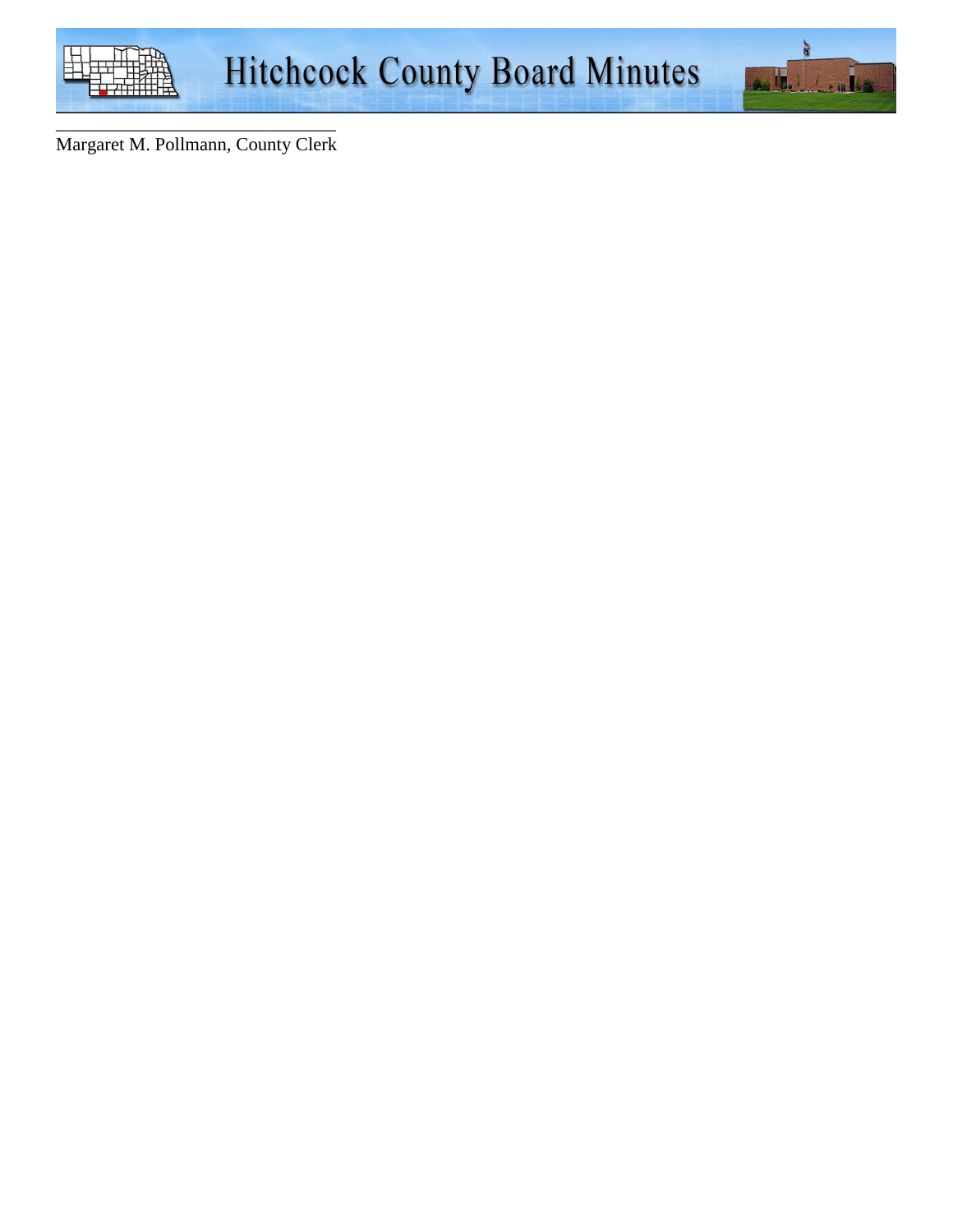\_\_\_\_\_\_\_\_\_\_\_\_\_\_\_\_\_\_\_\_\_\_\_\_\_\_\_\_\_\_\_\_\_\_\_\_

Margaret M. Pollmann, County Clerk